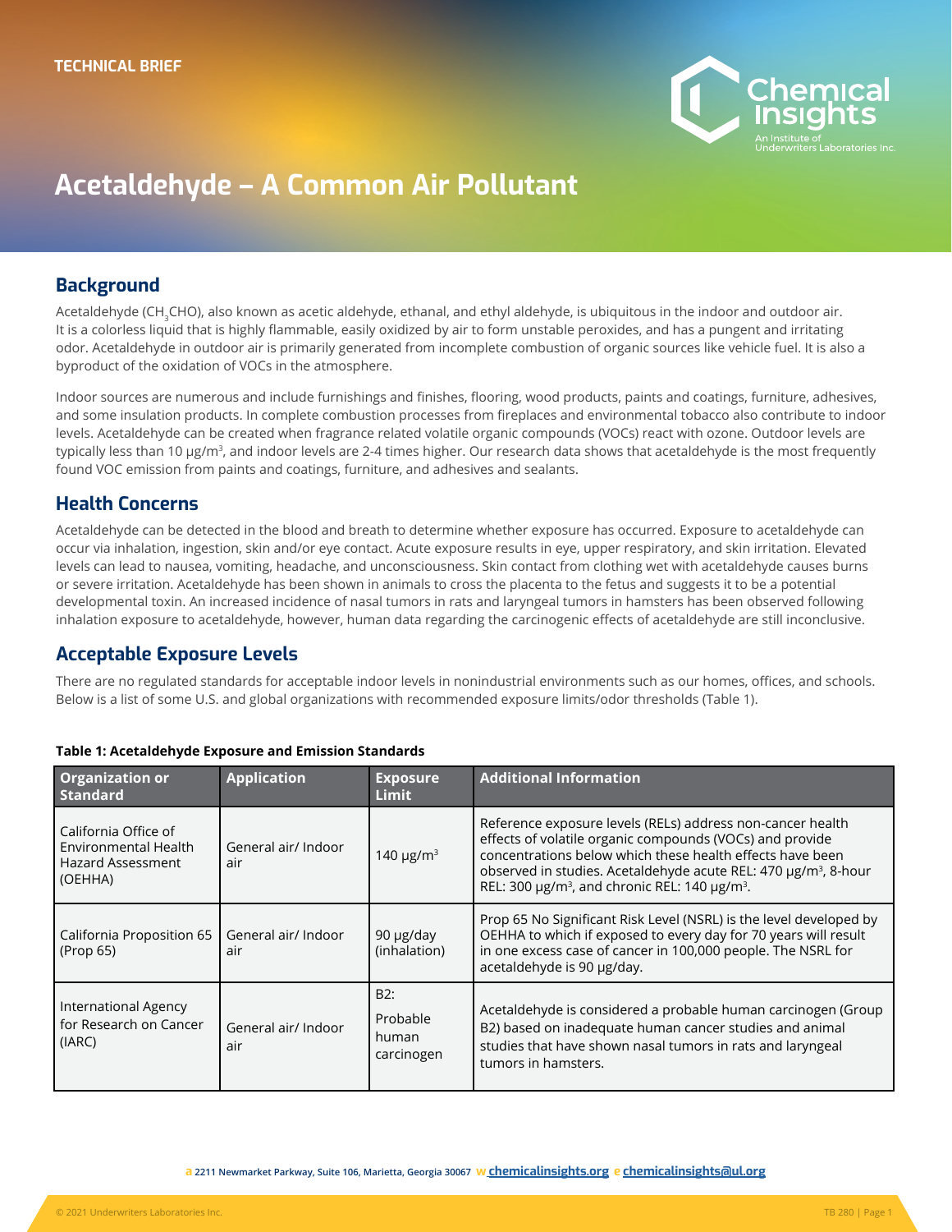TECHNICAL BRIEF

# Acetaldehyde – A Common Air Pollutant

## Background

Acetaldehyde ($CH_3CHO$), also known as acetic aldehyde, ethanal, and ethyl aldehyde, is ubiquitous in the indoor and outdoor air. It is a colorless liquid that is highly flammable, easily oxidized by air to form unstable peroxides, and has a pungent and irritating odor. Acetaldehyde in outdoor air is primarily generated from incomplete combustion of organic sources like vehicle fuel. It is also a byproduct of the oxidation of VOCs in the atmosphere.

Indoor sources are numerous and include furnishings and finishes, flooring, wood products, paints and coatings, furniture, adhesives, and some insulation products. In complete combustion processes from fireplaces and environmental tobacco also contribute to indoor levels. Acetaldehyde can be created when fragrance related volatile organic compounds (VOCs) react with ozone. Outdoor levels are typically less than 10 μg/m$^3$, and indoor levels are 2-4 times higher. Our research data shows that acetaldehyde is the most frequently found VOC emission from paints and coatings, furniture, and adhesives and sealants.

## Health Concerns

Acetaldehyde can be detected in the blood and breath to determine whether exposure has occurred. Exposure to acetaldehyde can occur via inhalation, ingestion, skin and/or eye contact. Acute exposure results in eye, upper respiratory, and skin irritation. Elevated levels can lead to nausea, vomiting, headache, and unconsciousness. Skin contact from clothing wet with acetaldehyde causes burns or severe irritation. Acetaldehyde has been shown in animals to cross the placenta to the fetus and suggests it to be a potential developmental toxin. An increased incidence of nasal tumors in rats and laryngeal tumors in hamsters has been observed following inhalation exposure to acetaldehyde, however, human data regarding the carcinogenic effects of acetaldehyde are still inconclusive.

## Acceptable Exposure Levels

There are no regulated standards for acceptable indoor levels in nonindustrial environments such as our homes, offices, and schools. Below is a list of some U.S. and global organizations with recommended exposure limits/odor thresholds (Table 1).

**Table 1: Acetaldehyde Exposure and Emission Standards**

| Organization or Standard | Application | Exposure Limit | Additional Information |
|---|---|---|---|
| California Office of Environmental Health Hazard Assessment (OEHHA) | General air/ Indoor air | 140 μg/m$^3$ | Reference exposure levels (RELs) address non-cancer health effects of volatile organic compounds (VOCs) and provide concentrations below which these health effects have been observed in studies. Acetaldehyde acute REL: 470 μg/m$^3$, 8-hour REL: 300 μg/m$^3$, and chronic REL: 140 μg/m$^3$. |
| California Proposition 65 (Prop 65) | General air/ Indoor air | 90 μg/day (inhalation) | Prop 65 No Significant Risk Level (NSRL) is the level developed by OEHHA to which if exposed to every day for 70 years will result in one excess case of cancer in 100,000 people. The NSRL for acetaldehyde is 90 μg/day. |
| International Agency for Research on Cancer (IARC) | General air/ Indoor air | B2: Probable human carcinogen | Acetaldehyde is considered a probable human carcinogen (Group B2) based on inadequate human cancer studies and animal studies that have shown nasal tumors in rats and laryngeal tumors in hamsters. |

a 2211 Newmarket Parkway, Suite 106, Marietta, Georgia 30067 w chemicalinsights.org e chemicalinsights@ul.org

© 2021 Underwriters Laboratories Inc.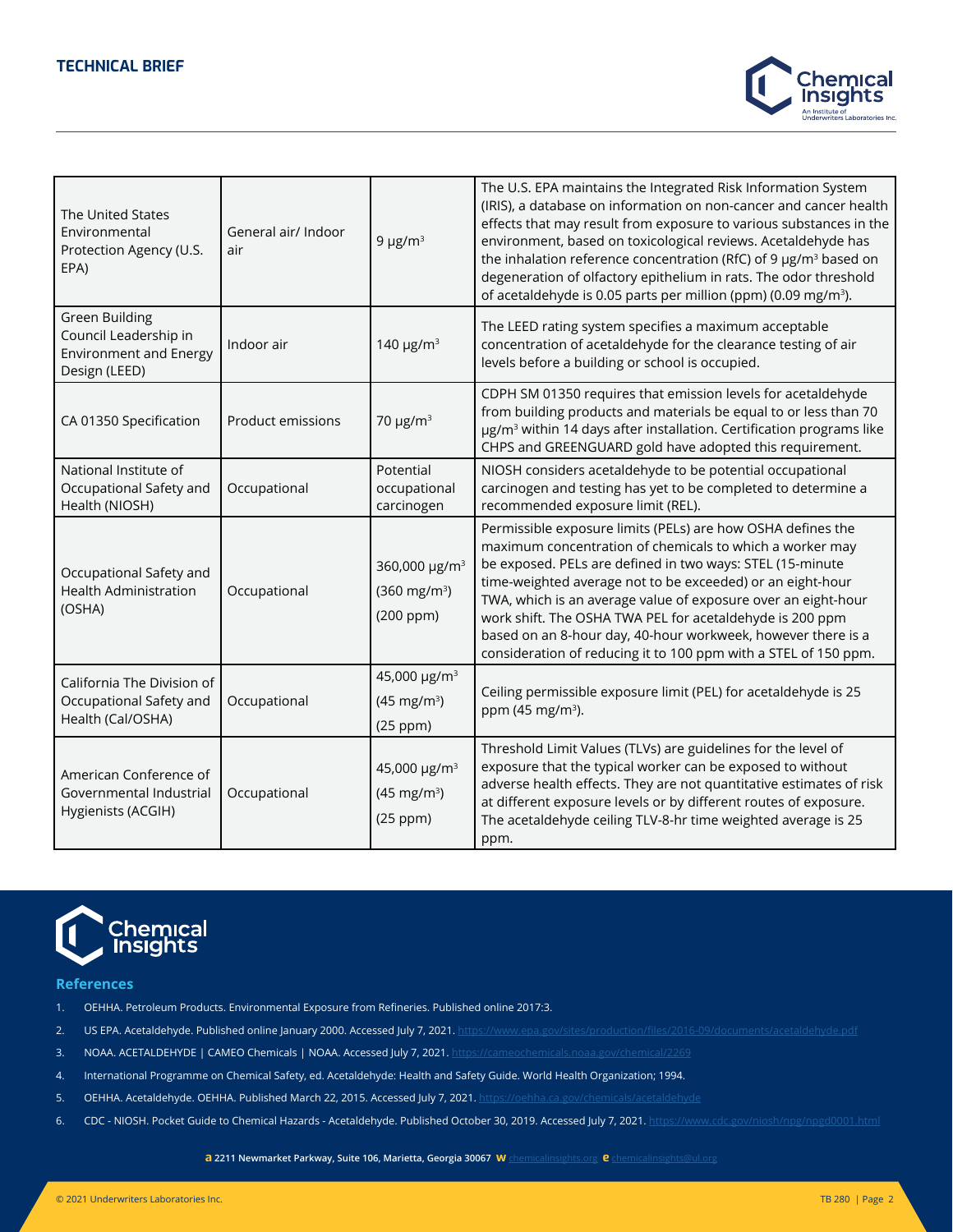| | | | |
|---|---|---|---|
| The United States Environmental Protection Agency (U.S. EPA) | General air/ Indoor air | 9 µg/m$^3$ | The U.S. EPA maintains the Integrated Risk Information System (IRIS), a database on information on non-cancer and cancer health effects that may result from exposure to various substances in the environment, based on toxicological reviews. Acetaldehyde has the inhalation reference concentration (RfC) of 9 µg/m$^3$ based on degeneration of olfactory epithelium in rats. The odor threshold of acetaldehyde is 0.05 parts per million (ppm) (0.09 mg/m$^3$). |
| Green Building Council Leadership in Environment and Energy Design (LEED) | Indoor air | 140 µg/m$^3$ | The LEED rating system specifies a maximum acceptable concentration of acetaldehyde for the clearance testing of air levels before a building or school is occupied. |
| CA 01350 Specification | Product emissions | 70 µg/m$^3$ | CDPH SM 01350 requires that emission levels for acetaldehyde from building products and materials be equal to or less than 70 µg/m$^3$ within 14 days after installation. Certification programs like CHPS and GREENGUARD gold have adopted this requirement. |
| National Institute of Occupational Safety and Health (NIOSH) | Occupational | Potential occupational carcinogen | NIOSH considers acetaldehyde to be potential occupational carcinogen and testing has yet to be completed to determine a recommended exposure limit (REL). |
| Occupational Safety and Health Administration (OSHA) | Occupational | 360,000 µg/m$^3$ (360 mg/m$^3$) (200 ppm) | Permissible exposure limits (PELs) are how OSHA defines the maximum concentration of chemicals to which a worker may be exposed. PELs are defined in two ways: STEL (15-minute time-weighted average not to be exceeded) or an eight-hour TWA, which is an average value of exposure over an eight-hour work shift. The OSHA TWA PEL for acetaldehyde is 200 ppm based on an 8-hour day, 40-hour workweek, however there is a consideration of reducing it to 100 ppm with a STEL of 150 ppm. |
| California The Division of Occupational Safety and Health (Cal/OSHA) | Occupational | 45,000 µg/m$^3$ (45 mg/m$^3$) (25 ppm) | Ceiling permissible exposure limit (PEL) for acetaldehyde is 25 ppm (45 mg/m$^3$). |
| American Conference of Governmental Industrial Hygienists (ACGIH) | Occupational | 45,000 µg/m$^3$ (45 mg/m$^3$) (25 ppm) | Threshold Limit Values (TLVs) are guidelines for the level of exposure that the typical worker can be exposed to without adverse health effects. They are not quantitative estimates of risk at different exposure levels or by different routes of exposure. The acetaldehyde ceiling TLV-8-hr time weighted average is 25 ppm. |

## References

1. OEHHA. Petroleum Products. Environmental Exposure from Refineries. Published online 2017:3.
2. US EPA. Acetaldehyde. Published online January 2000. Accessed July 7, 2021. https://www.epa.gov/sites/production/files/2016-09/documents/acetaldehyde.pdf
3. NOAA. ACETALDEHYDE | CAMEO Chemicals | NOAA. Accessed July 7, 2021. https://cameochemicals.noaa.gov/chemical/2269
4. International Programme on Chemical Safety, ed. Acetaldehyde: Health and Safety Guide. World Health Organization; 1994.
5. OEHHA. Acetaldehyde. OEHHA. Published March 22, 2015. Accessed July 7, 2021. https://oehha.ca.gov/chemicals/acetaldehyde
6. CDC - NIOSH. Pocket Guide to Chemical Hazards - Acetaldehyde. Published October 30, 2019. Accessed July 7, 2021. https://www.cdc.gov/niosh/npg/npgd0001.html

**a** 2211 Newmarket Parkway, Suite 106, Marietta, Georgia 30067 **w** chemicalinsights.org **e** chemicalinsights@ul.org

© 2021 Underwriters Laboratories Inc.